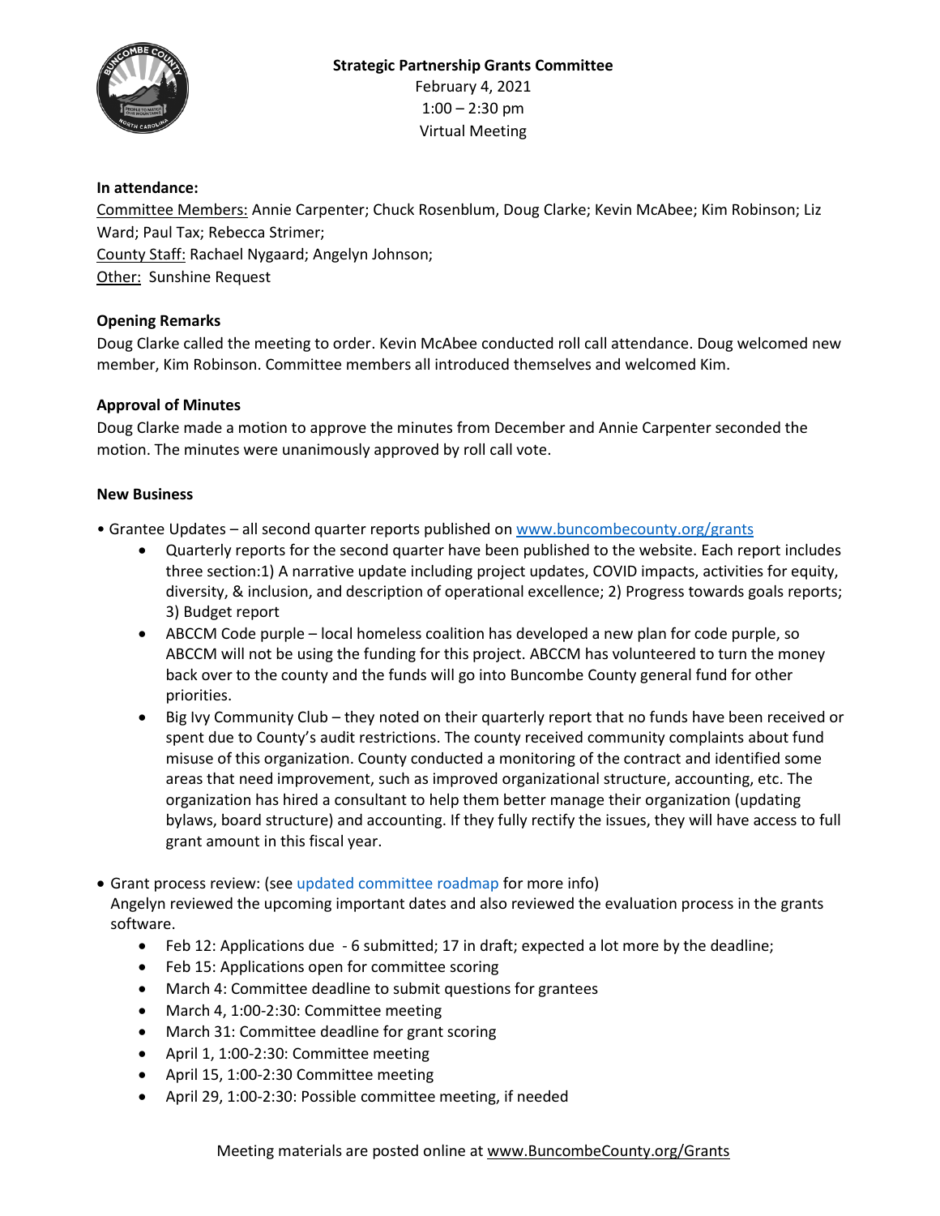**Strategic Partnership Grants Committee**
February 4, 2021
1:00 – 2:30 pm
Virtual Meeting

**In attendance:**
Committee Members: Annie Carpenter; Chuck Rosenblum, Doug Clarke; Kevin McAbee; Kim Robinson; Liz Ward; Paul Tax; Rebecca Strimer;
County Staff: Rachael Nygaard; Angelyn Johnson;
Other: Sunshine Request

**Opening Remarks**

Doug Clarke called the meeting to order. Kevin McAbee conducted roll call attendance. Doug welcomed new member, Kim Robinson. Committee members all introduced themselves and welcomed Kim.

**Approval of Minutes**

Doug Clarke made a motion to approve the minutes from December and Annie Carpenter seconded the motion. The minutes were unanimously approved by roll call vote.

**New Business**

- Grantee Updates – all second quarter reports published on www.buncombecounty.org/grants
  - Quarterly reports for the second quarter have been published to the website. Each report includes three section:1) A narrative update including project updates, COVID impacts, activities for equity, diversity, & inclusion, and description of operational excellence; 2) Progress towards goals reports; 3) Budget report
  - ABCCM Code purple – local homeless coalition has developed a new plan for code purple, so ABCCM will not be using the funding for this project. ABCCM has volunteered to turn the money back over to the county and the funds will go into Buncombe County general fund for other priorities.
  - Big Ivy Community Club – they noted on their quarterly report that no funds have been received or spent due to County's audit restrictions. The county received community complaints about fund misuse of this organization. County conducted a monitoring of the contract and identified some areas that need improvement, such as improved organizational structure, accounting, etc. The organization has hired a consultant to help them better manage their organization (updating bylaws, board structure) and accounting. If they fully rectify the issues, they will have access to full grant amount in this fiscal year.

- Grant process review: (see updated committee roadmap for more info)
  Angelyn reviewed the upcoming important dates and also reviewed the evaluation process in the grants software.
  - Feb 12: Applications due - 6 submitted; 17 in draft; expected a lot more by the deadline;
  - Feb 15: Applications open for committee scoring
  - March 4: Committee deadline to submit questions for grantees
  - March 4, 1:00-2:30: Committee meeting
  - March 31: Committee deadline for grant scoring
  - April 1, 1:00-2:30: Committee meeting
  - April 15, 1:00-2:30 Committee meeting
  - April 29, 1:00-2:30: Possible committee meeting, if needed

Meeting materials are posted online at www.BuncombeCounty.org/Grants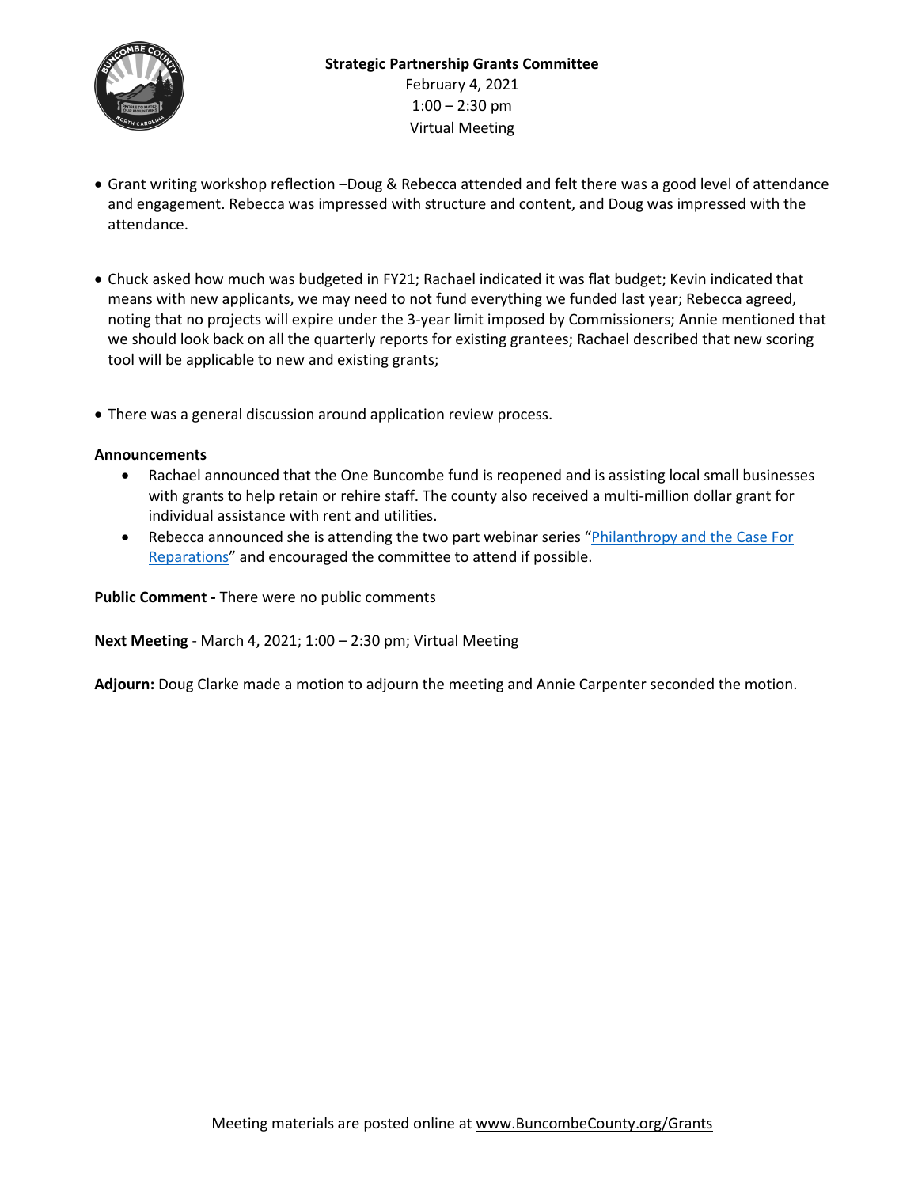**Strategic Partnership Grants Committee**
February 4, 2021
1:00 – 2:30 pm
Virtual Meeting

- Grant writing workshop reflection –Doug & Rebecca attended and felt there was a good level of attendance and engagement. Rebecca was impressed with structure and content, and Doug was impressed with the attendance.

- Chuck asked how much was budgeted in FY21; Rachael indicated it was flat budget; Kevin indicated that means with new applicants, we may need to not fund everything we funded last year; Rebecca agreed, noting that no projects will expire under the 3-year limit imposed by Commissioners; Annie mentioned that we should look back on all the quarterly reports for existing grantees; Rachael described that new scoring tool will be applicable to new and existing grants;

- There was a general discussion around application review process.

**Announcements**

- Rachael announced that the One Buncombe fund is reopened and is assisting local small businesses with grants to help retain or rehire staff. The county also received a multi-million dollar grant for individual assistance with rent and utilities.
- Rebecca announced she is attending the two part webinar series "Philanthropy and the Case For Reparations" and encouraged the committee to attend if possible.

**Public Comment -** There were no public comments

**Next Meeting** - March 4, 2021; 1:00 – 2:30 pm; Virtual Meeting

**Adjourn:** Doug Clarke made a motion to adjourn the meeting and Annie Carpenter seconded the motion.

Meeting materials are posted online at www.BuncombeCounty.org/Grants